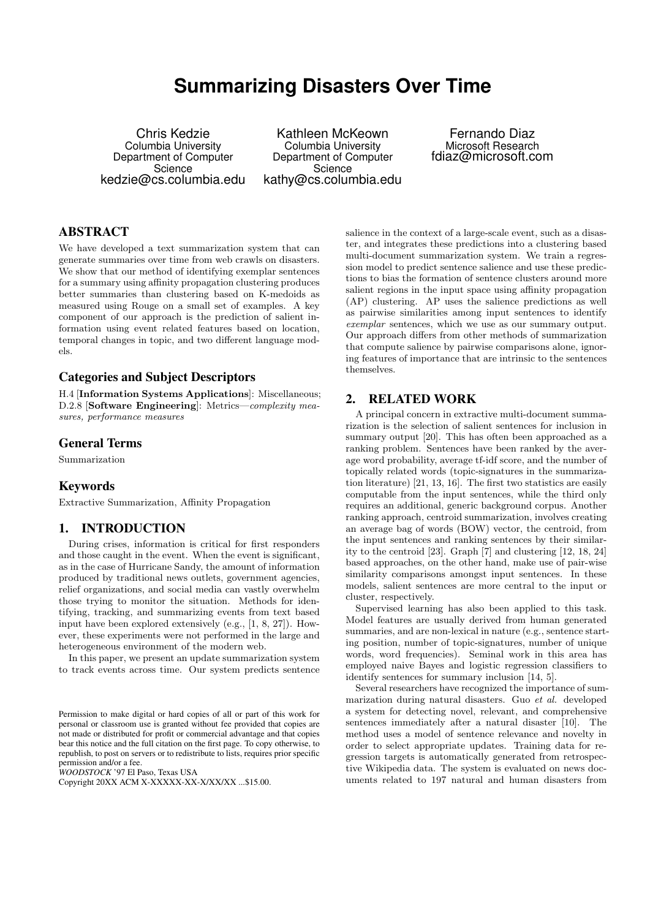# Summarizing Disasters Over Time

Chris Kedzie
Columbia University
Department of Computer Science
kedzie@cs.columbia.edu

Kathleen McKeown
Columbia University
Department of Computer Science
kathy@cs.columbia.edu

Fernando Diaz
Microsoft Research
fdiaz@microsoft.com

## ABSTRACT

We have developed a text summarization system that can generate summaries over time from web crawls on disasters. We show that our method of identifying exemplar sentences for a summary using affinity propagation clustering produces better summaries than clustering based on K-medoids as measured using Rouge on a small set of examples. A key component of our approach is the prediction of salient information using event related features based on location, temporal changes in topic, and two different language models.

### Categories and Subject Descriptors

H.4 [**Information Systems Applications**]: Miscellaneous; D.2.8 [**Software Engineering**]: Metrics—*complexity measures, performance measures*

### General Terms

Summarization

### Keywords

Extractive Summarization, Affinity Propagation

## 1. INTRODUCTION

During crises, information is critical for first responders and those caught in the event. When the event is significant, as in the case of Hurricane Sandy, the amount of information produced by traditional news outlets, government agencies, relief organizations, and social media can vastly overwhelm those trying to monitor the situation. Methods for identifying, tracking, and summarizing events from text based input have been explored extensively (e.g., [1, 8, 27]). However, these experiments were not performed in the large and heterogeneous environment of the modern web.

In this paper, we present an update summarization system to track events across time. Our system predicts sentence salience in the context of a large-scale event, such as a disaster, and integrates these predictions into a clustering based multi-document summarization system. We train a regression model to predict sentence salience and use these predictions to bias the formation of sentence clusters around more salient regions in the input space using affinity propagation (AP) clustering. AP uses the salience predictions as well as pairwise similarities among input sentences to identify *exemplar* sentences, which we use as our summary output. Our approach differs from other methods of summarization that compute salience by pairwise comparisons alone, ignoring features of importance that are intrinsic to the sentences themselves.

Permission to make digital or hard copies of all or part of this work for personal or classroom use is granted without fee provided that copies are not made or distributed for profit or commercial advantage and that copies bear this notice and the full citation on the first page. To copy otherwise, to republish, to post on servers or to redistribute to lists, requires prior specific permission and/or a fee.
*WOODSTOCK* '97 El Paso, Texas USA
Copyright 20XX ACM X-XXXXX-XX-X/XX/XX ...$15.00.

## 2. RELATED WORK

A principal concern in extractive multi-document summarization is the selection of salient sentences for inclusion in summary output [20]. This has often been approached as a ranking problem. Sentences have been ranked by the average word probability, average tf-idf score, and the number of topically related words (topic-signatures in the summarization literature) [21, 13, 16]. The first two statistics are easily computable from the input sentences, while the third only requires an additional, generic background corpus. Another ranking approach, centroid summarization, involves creating an average bag of words (BOW) vector, the centroid, from the input sentences and ranking sentences by their similarity to the centroid [23]. Graph [7] and clustering [12, 18, 24] based approaches, on the other hand, make use of pair-wise similarity comparisons amongst input sentences. In these models, salient sentences are more central to the input or cluster, respectively.

Supervised learning has also been applied to this task. Model features are usually derived from human generated summaries, and are non-lexical in nature (e.g., sentence starting position, number of topic-signatures, number of unique words, word frequencies). Seminal work in this area has employed naive Bayes and logistic regression classifiers to identify sentences for summary inclusion [14, 5].

Several researchers have recognized the importance of summarization during natural disasters. Guo *et al.* developed a system for detecting novel, relevant, and comprehensive sentences immediately after a natural disaster [10]. The method uses a model of sentence relevance and novelty in order to select appropriate updates. Training data for regression targets is automatically generated from retrospective Wikipedia data. The system is evaluated on news documents related to 197 natural and human disasters from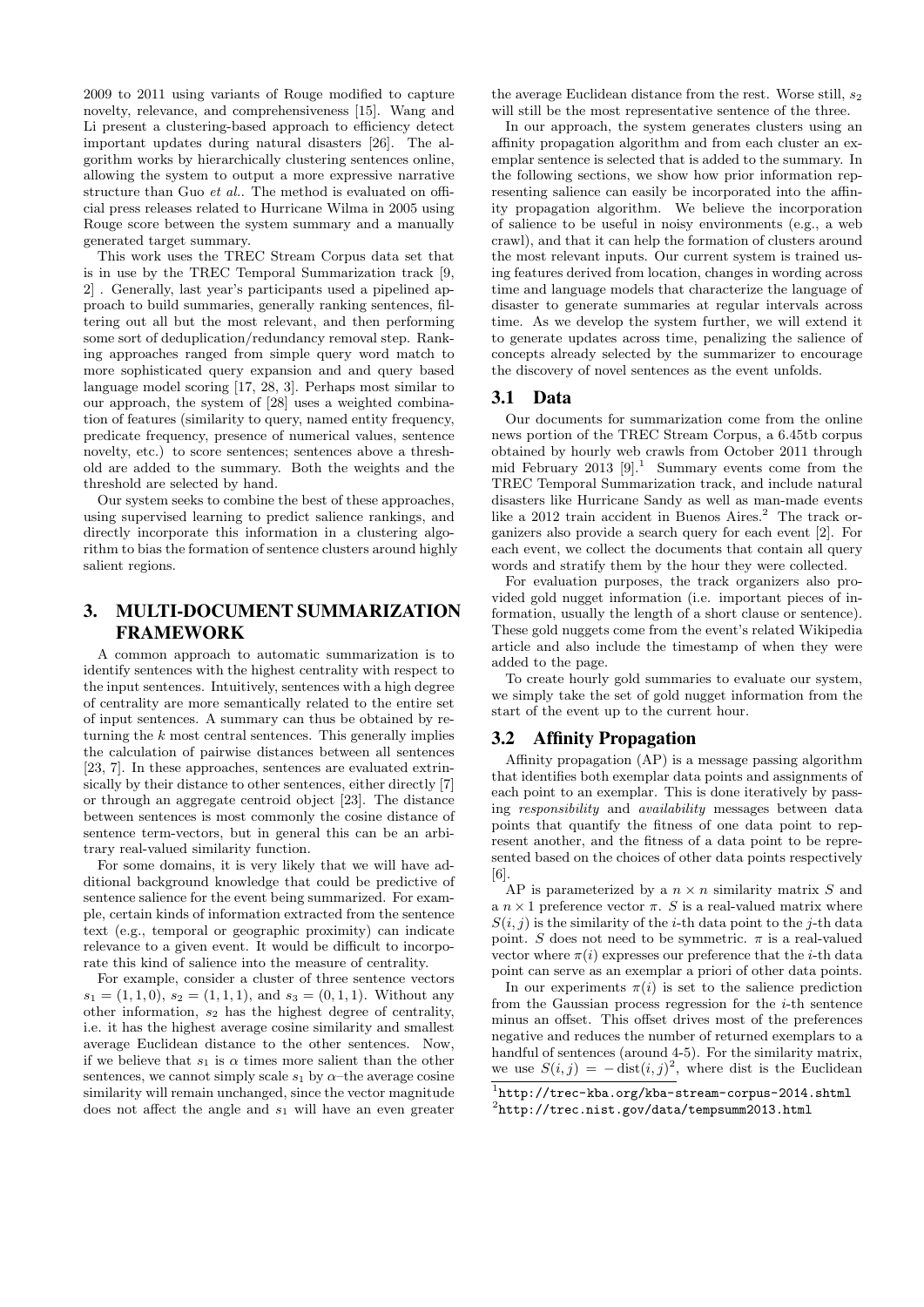2009 to 2011 using variants of Rouge modified to capture novelty, relevance, and comprehensiveness [15]. Wang and Li present a clustering-based approach to efficiency detect important updates during natural disasters [26]. The algorithm works by hierarchically clustering sentences online, allowing the system to output a more expressive narrative structure than Guo *et al.*. The method is evaluated on official press releases related to Hurricane Wilma in 2005 using Rouge score between the system summary and a manually generated target summary.

This work uses the TREC Stream Corpus data set that is in use by the TREC Temporal Summarization track [9, 2] . Generally, last year's participants used a pipelined approach to build summaries, generally ranking sentences, filtering out all but the most relevant, and then performing some sort of deduplication/redundancy removal step. Ranking approaches ranged from simple query word match to more sophisticated query expansion and and query based language model scoring [17, 28, 3]. Perhaps most similar to our approach, the system of [28] uses a weighted combination of features (similarity to query, named entity frequency, predicate frequency, presence of numerical values, sentence novelty, etc.) to score sentences; sentences above a threshold are added to the summary. Both the weights and the threshold are selected by hand.

Our system seeks to combine the best of these approaches, using supervised learning to predict salience rankings, and directly incorporate this information in a clustering algorithm to bias the formation of sentence clusters around highly salient regions.

## 3. MULTI-DOCUMENT SUMMARIZATION FRAMEWORK

A common approach to automatic summarization is to identify sentences with the highest centrality with respect to the input sentences. Intuitively, sentences with a high degree of centrality are more semantically related to the entire set of input sentences. A summary can thus be obtained by returning the $k$ most central sentences. This generally implies the calculation of pairwise distances between all sentences [23, 7]. In these approaches, sentences are evaluated extrinsically by their distance to other sentences, either directly [7] or through an aggregate centroid object [23]. The distance between sentences is most commonly the cosine distance of sentence term-vectors, but in general this can be an arbitrary real-valued similarity function.

For some domains, it is very likely that we will have additional background knowledge that could be predictive of sentence salience for the event being summarized. For example, certain kinds of information extracted from the sentence text (e.g., temporal or geographic proximity) can indicate relevance to a given event. It would be difficult to incorporate this kind of salience into the measure of centrality.

For example, consider a cluster of three sentence vectors $s_1 = (1, 1, 0)$, $s_2 = (1, 1, 1)$, and $s_3 = (0, 1, 1)$. Without any other information, $s_2$ has the highest degree of centrality, i.e. it has the highest average cosine similarity and smallest average Euclidean distance to the other sentences. Now, if we believe that $s_1$ is $\alpha$ times more salient than the other sentences, we cannot simply scale $s_1$ by $\alpha$–the average cosine similarity will remain unchanged, since the vector magnitude does not affect the angle and $s_1$ will have an even greater the average Euclidean distance from the rest. Worse still, $s_2$ will still be the most representative sentence of the three.

In our approach, the system generates clusters using an affinity propagation algorithm and from each cluster an exemplar sentence is selected that is added to the summary. In the following sections, we show how prior information representing salience can easily be incorporated into the affinity propagation algorithm. We believe the incorporation of salience to be useful in noisy environments (e.g., a web crawl), and that it can help the formation of clusters around the most relevant inputs. Our current system is trained using features derived from location, changes in wording across time and language models that characterize the language of disaster to generate summaries at regular intervals across time. As we develop the system further, we will extend it to generate updates across time, penalizing the salience of concepts already selected by the summarizer to encourage the discovery of novel sentences as the event unfolds.

### 3.1 Data

Our documents for summarization come from the online news portion of the TREC Stream Corpus, a 6.45tb corpus obtained by hourly web crawls from October 2011 through mid February 2013 [9].[1] Summary events come from the TREC Temporal Summarization track, and include natural disasters like Hurricane Sandy as well as man-made events like a 2012 train accident in Buenos Aires.[2] The track organizers also provide a search query for each event [2]. For each event, we collect the documents that contain all query words and stratify them by the hour they were collected.

For evaluation purposes, the track organizers also provided gold nugget information (i.e. important pieces of information, usually the length of a short clause or sentence). These gold nuggets come from the event's related Wikipedia article and also include the timestamp of when they were added to the page.

To create hourly gold summaries to evaluate our system, we simply take the set of gold nugget information from the start of the event up to the current hour.

### 3.2 Affinity Propagation

Affinity propagation (AP) is a message passing algorithm that identifies both exemplar data points and assignments of each point to an exemplar. This is done iteratively by passing *responsibility* and *availability* messages between data points that quantify the fitness of one data point to represent another, and the fitness of a data point to be represented based on the choices of other data points respectively [6].

AP is parameterized by a $n \times n$ similarity matrix $S$ and a $n \times 1$ preference vector $\pi$. $S$ is a real-valued matrix where $S(i, j)$ is the similarity of the $i$-th data point to the $j$-th data point. $S$ does not need to be symmetric. $\pi$ is a real-valued vector where $\pi(i)$ expresses our preference that the $i$-th data point can serve as an exemplar a priori of other data points.

In our experiments $\pi(i)$ is set to the salience prediction from the Gaussian process regression for the $i$-th sentence minus an offset. This offset drives most of the preferences negative and reduces the number of returned exemplars to a handful of sentences (around 4-5). For the similarity matrix, we use $S(i, j) = -\operatorname{dist}(i, j)^2$, where dist is the Euclidean

[1] http://trec-kba.org/kba-stream-corpus-2014.shtml

[2] http://trec.nist.gov/data/tempsumm2013.html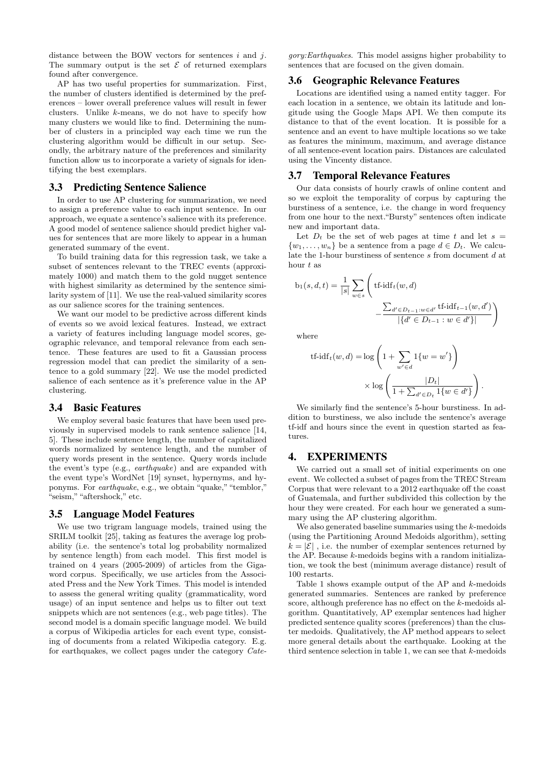distance between the BOW vectors for sentences $i$ and $j$. The summary output is the set $\mathcal{E}$ of returned exemplars found after convergence.

AP has two useful properties for summarization. First, the number of clusters identified is determined by the preferences – lower overall preference values will result in fewer clusters. Unlike $k$-means, we do not have to specify how many clusters we would like to find. Determining the number of clusters in a principled way each time we run the clustering algorithm would be difficult in our setup. Secondly, the arbitrary nature of the preferences and similarity function allow us to incorporate a variety of signals for identifying the best exemplars.

### 3.3 Predicting Sentence Salience

In order to use AP clustering for summarization, we need to assign a preference value to each input sentence. In our approach, we equate a sentence's salience with its preference. A good model of sentence salience should predict higher values for sentences that are more likely to appear in a human generated summary of the event.

To build training data for this regression task, we take a subset of sentences relevant to the TREC events (approximately 1000) and match them to the gold nugget sentence with highest similarity as determined by the sentence similarity system of [11]. We use the real-valued similarity scores as our salience scores for the training sentences.

We want our model to be predictive across different kinds of events so we avoid lexical features. Instead, we extract a variety of features including language model scores, geographic relevance, and temporal relevance from each sentence. These features are used to fit a Gaussian process regression model that can predict the similarity of a sentence to a gold summary [22]. We use the model predicted salience of each sentence as it's preference value in the AP clustering.

### 3.4 Basic Features

We employ several basic features that have been used previously in supervised models to rank sentence salience [14, 5]. These include sentence length, the number of capitalized words normalized by sentence length, and the number of query words present in the sentence. Query words include the event's type (e.g., *earthquake*) and are expanded with the event type's WordNet [19] synset, hypernyms, and hyponyms. For *earthquake*, e.g., we obtain "quake," "temblor," "seism," "aftershock," etc.

### 3.5 Language Model Features

We use two trigram language models, trained using the SRILM toolkit [25], taking as features the average log probability (i.e. the sentence's total log probability normalized by sentence length) from each model. This first model is trained on 4 years (2005-2009) of articles from the Gigaword corpus. Specifically, we use articles from the Associated Press and the New York Times. This model is intended to assess the general writing quality (grammaticality, word usage) of an input sentence and helps us to filter out text snippets which are not sentences (e.g., web page titles). The second model is a domain specific language model. We build a corpus of Wikipedia articles for each event type, consisting of documents from a related Wikipedia category. E.g. for earthquakes, we collect pages under the category *Category:Earthquakes*. This model assigns higher probability to sentences that are focused on the given domain.

### 3.6 Geographic Relevance Features

Locations are identified using a named entity tagger. For each location in a sentence, we obtain its latitude and longitude using the Google Maps API. We then compute its distance to that of the event location. It is possible for a sentence and an event to have multiple locations so we take as features the minimum, maximum, and average distance of all sentence-event location pairs. Distances are calculated using the Vincenty distance.

### 3.7 Temporal Relevance Features

Our data consists of hourly crawls of online content and so we exploit the temporality of corpus by capturing the burstiness of a sentence, i.e. the change in word frequency from one hour to the next."Bursty" sentences often indicate new and important data.

Let $D_t$ be the set of web pages at time $t$ and let $s = \{w_1, \ldots, w_n\}$ be a sentence from a page $d \in D_t$. We calculate the 1-hour burstiness of sentence $s$ from document $d$ at hour $t$ as

$$\mathrm{b}_1(s, d, t) = \frac{1}{|s|} \sum_{w \in s} \left( \text{tf-idf}_t(w, d) - \frac{\sum_{d' \in D_{t-1} : w \in d'} \text{tf-idf}_{t-1}(w, d')}{|\{d' \in D_{t-1} : w \in d'\}|} \right)$$

where

$$\text{tf-idf}_t(w, d) = \log\left(1 + \sum_{w' \in d} 1\{w = w'\}\right) \times \log\left(\frac{|D_t|}{1 + \sum_{d' \in D_t} 1\{w \in d'\}}\right).$$

We similarly find the sentence's 5-hour burstiness. In addition to burstiness, we also include the sentence's average tf-idf and hours since the event in question started as features.

## 4. EXPERIMENTS

We carried out a small set of initial experiments on one event. We collected a subset of pages from the TREC Stream Corpus that were relevant to a 2012 earthquake off the coast of Guatemala, and further subdivided this collection by the hour they were created. For each hour we generated a summary using the AP clustering algorithm.

We also generated baseline summaries using the $k$-medoids (using the Partitioning Around Medoids algorithm), setting $k = |\mathcal{E}|$ , i.e. the number of exemplar sentences returned by the AP. Because $k$-medoids begins with a random initialization, we took the best (minimum average distance) result of 100 restarts.

Table 1 shows example output of the AP and $k$-medoids generated summaries. Sentences are ranked by preference score, although preference has no effect on the $k$-medoids algorithm. Quantitatively, AP exemplar sentences had higher predicted sentence quality scores (preferences) than the cluster medoids. Qualitatively, the AP method appears to select more general details about the earthquake. Looking at the third sentence selection in table 1, we can see that $k$-medoids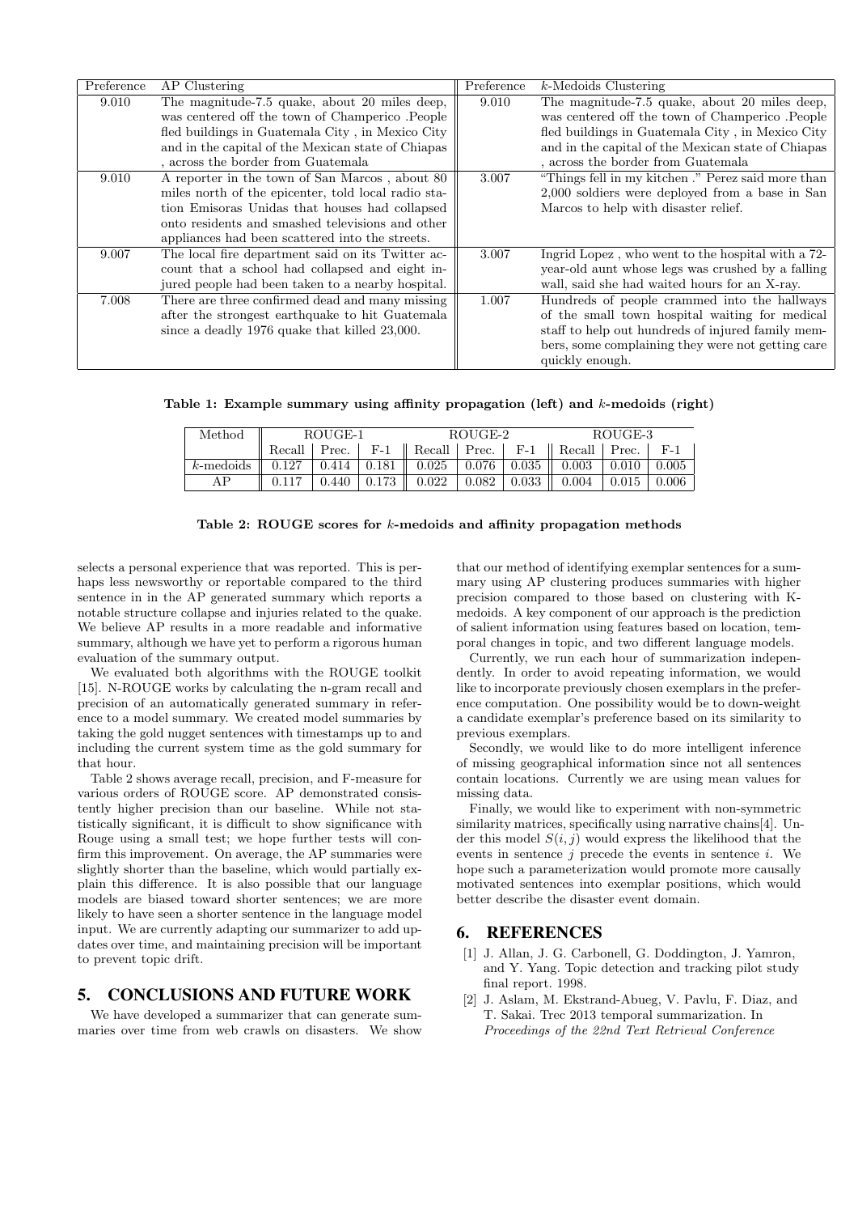| Preference | AP Clustering | Preference | $k$-Medoids Clustering |
|---|---|---|---|
| 9.010 | The magnitude-7.5 quake, about 20 miles deep, was centered off the town of Champerico .People fled buildings in Guatemala City , in Mexico City and in the capital of the Mexican state of Chiapas , across the border from Guatemala | 9.010 | The magnitude-7.5 quake, about 20 miles deep, was centered off the town of Champerico .People fled buildings in Guatemala City , in Mexico City and in the capital of the Mexican state of Chiapas , across the border from Guatemala |
| 9.010 | A reporter in the town of San Marcos , about 80 miles north of the epicenter, told local radio station Emisoras Unidas that houses had collapsed onto residents and smashed televisions and other appliances had been scattered into the streets. | 3.007 | "Things fell in my kitchen ." Perez said more than 2,000 soldiers were deployed from a base in San Marcos to help with disaster relief. |
| 9.007 | The local fire department said on its Twitter account that a school had collapsed and eight injured people had been taken to a nearby hospital. | 3.007 | Ingrid Lopez , who went to the hospital with a 72-year-old aunt whose legs was crushed by a falling wall, said she had waited hours for an X-ray. |
| 7.008 | There are three confirmed dead and many missing after the strongest earthquake to hit Guatemala since a deadly 1976 quake that killed 23,000. | 1.007 | Hundreds of people crammed into the hallways of the small town hospital waiting for medical staff to help out hundreds of injured family members, some complaining they were not getting care quickly enough. |

**Table 1: Example summary using affinity propagation (left) and $k$-medoids (right)**

| Method | ROUGE-1 | | | ROUGE-2 | | | ROUGE-3 | | |
|---|---|---|---|---|---|---|---|---|---|
| | Recall | Prec. | F-1 | Recall | Prec. | F-1 | Recall | Prec. | F-1 |
| $k$-medoids | 0.127 | 0.414 | 0.181 | 0.025 | 0.076 | 0.035 | 0.003 | 0.010 | 0.005 |
| AP | 0.117 | 0.440 | 0.173 | 0.022 | 0.082 | 0.033 | 0.004 | 0.015 | 0.006 |

**Table 2: ROUGE scores for $k$-medoids and affinity propagation methods**

selects a personal experience that was reported. This is perhaps less newsworthy or reportable compared to the third sentence in in the AP generated summary which reports a notable structure collapse and injuries related to the quake. We believe AP results in a more readable and informative summary, although we have yet to perform a rigorous human evaluation of the summary output.

We evaluated both algorithms with the ROUGE toolkit [15]. N-ROUGE works by calculating the n-gram recall and precision of an automatically generated summary in reference to a model summary. We created model summaries by taking the gold nugget sentences with timestamps up to and including the current system time as the gold summary for that hour.

Table 2 shows average recall, precision, and F-measure for various orders of ROUGE score. AP demonstrated consistently higher precision than our baseline. While not statistically significant, it is difficult to show significance with Rouge using a small test; we hope further tests will confirm this improvement. On average, the AP summaries were slightly shorter than the baseline, which would partially explain this difference. It is also possible that our language models are biased toward shorter sentences; we are more likely to have seen a shorter sentence in the language model input. We are currently adapting our summarizer to add updates over time, and maintaining precision will be important to prevent topic drift.

## 5. CONCLUSIONS AND FUTURE WORK

We have developed a summarizer that can generate summaries over time from web crawls on disasters. We show that our method of identifying exemplar sentences for a summary using AP clustering produces summaries with higher precision compared to those based on clustering with K-medoids. A key component of our approach is the prediction of salient information using features based on location, temporal changes in topic, and two different language models.

Currently, we run each hour of summarization independently. In order to avoid repeating information, we would like to incorporate previously chosen exemplars in the preference computation. One possibility would be to down-weight a candidate exemplar's preference based on its similarity to previous exemplars.

Secondly, we would like to do more intelligent inference of missing geographical information since not all sentences contain locations. Currently we are using mean values for missing data.

Finally, we would like to experiment with non-symmetric similarity matrices, specifically using narrative chains[4]. Under this model $S(i, j)$ would express the likelihood that the events in sentence $j$ precede the events in sentence $i$. We hope such a parameterization would promote more causally motivated sentences into exemplar positions, which would better describe the disaster event domain.

## 6. REFERENCES

[1] J. Allan, J. G. Carbonell, G. Doddington, J. Yamron, and Y. Yang. Topic detection and tracking pilot study final report. 1998.

[2] J. Aslam, M. Ekstrand-Abueg, V. Pavlu, F. Diaz, and T. Sakai. Trec 2013 temporal summarization. In *Proceedings of the 22nd Text Retrieval Conference*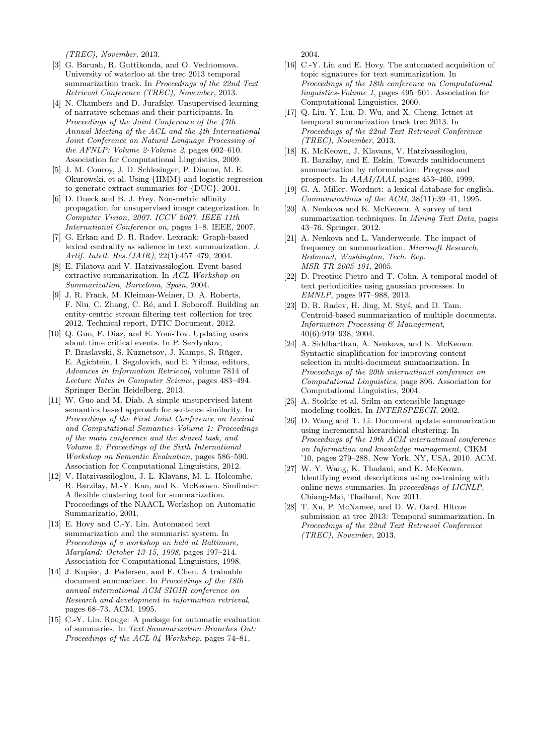*(TREC), November*, 2013.

- [3] G. Baruah, R. Guttikonda, and O. Vechtomova. University of waterloo at the trec 2013 temporal summarization track. In *Proceedings of the 22nd Text Retrieval Conference (TREC), November*, 2013.
- [4] N. Chambers and D. Jurafsky. Unsupervised learning of narrative schemas and their participants. In *Proceedings of the Joint Conference of the 47th Annual Meeting of the ACL and the 4th International Joint Conference on Natural Language Processing of the AFNLP: Volume 2-Volume 2*, pages 602–610. Association for Computational Linguistics, 2009.
- [5] J. M. Conroy, J. D. Schlesinger, P. Dianne, M. E. Okurowski, et al. Using {HMM} and logistic regression to generate extract summaries for {DUC}. 2001.
- [6] D. Dueck and B. J. Frey. Non-metric affinity propagation for unsupervised image categorization. In *Computer Vision, 2007. ICCV 2007. IEEE 11th International Conference on*, pages 1–8. IEEE, 2007.
- [7] G. Erkan and D. R. Radev. Lexrank: Graph-based lexical centrality as salience in text summarization. *J. Artif. Intell. Res.(JAIR)*, 22(1):457–479, 2004.
- [8] E. Filatova and V. Hatzivassiloglou. Event-based extractive summarization. In *ACL Workshop on Summarization, Barcelona, Spain*, 2004.
- [9] J. R. Frank, M. Kleiman-Weiner, D. A. Roberts, F. Niu, C. Zhang, C. Ré, and I. Soboroff. Building an entity-centric stream filtering test collection for trec 2012. Technical report, DTIC Document, 2012.
- [10] Q. Guo, F. Diaz, and E. Yom-Tov. Updating users about time critical events. In P. Serdyukov, P. Braslavski, S. Kuznetsov, J. Kamps, S. Rüger, E. Agichtein, I. Segalovich, and E. Yilmaz, editors, *Advances in Information Retrieval*, volume 7814 of *Lecture Notes in Computer Science*, pages 483–494. Springer Berlin Heidelberg, 2013.
- [11] W. Guo and M. Diab. A simple unsupervised latent semantics based approach for sentence similarity. In *Proceedings of the First Joint Conference on Lexical and Computational Semantics-Volume 1: Proceedings of the main conference and the shared task, and Volume 2: Proceedings of the Sixth International Workshop on Semantic Evaluation*, pages 586–590. Association for Computational Linguistics, 2012.
- [12] V. Hatzivassiloglou, J. L. Klavans, M. L. Holcombe, R. Barzilay, M.-Y. Kan, and K. McKeown. Simfinder: A flexible clustering tool for summarization. Proceedings of the NAACL Workshop on Automatic Summarizatio, 2001.
- [13] E. Hovy and C.-Y. Lin. Automated text summarization and the summarist system. In *Proceedings of a workshop on held at Baltimore, Maryland: October 13-15, 1998*, pages 197–214. Association for Computational Linguistics, 1998.
- [14] J. Kupiec, J. Pedersen, and F. Chen. A trainable document summarizer. In *Proceedings of the 18th annual international ACM SIGIR conference on Research and development in information retrieval*, pages 68–73. ACM, 1995.
- [15] C.-Y. Lin. Rouge: A package for automatic evaluation of summaries. In *Text Summarization Branches Out: Proceedings of the ACL-04 Workshop*, pages 74–81, 2004.
- [16] C.-Y. Lin and E. Hovy. The automated acquisition of topic signatures for text summarization. In *Proceedings of the 18th conference on Computational linguistics-Volume 1*, pages 495–501. Association for Computational Linguistics, 2000.
- [17] Q. Liu, Y. Liu, D. Wu, and X. Cheng. Ictnet at temporal summarization track trec 2013. In *Proceedings of the 22nd Text Retrieval Conference (TREC), November*, 2013.
- [18] K. McKeown, J. Klavans, V. Hatzivassiloglou, R. Barzilay, and E. Eskin. Towards multidocument summarization by reformulation: Progress and prospects. In *AAAI/IAAI*, pages 453–460, 1999.
- [19] G. A. Miller. Wordnet: a lexical database for english. *Communications of the ACM*, 38(11):39–41, 1995.
- [20] A. Nenkova and K. McKeown. A survey of text summarization techniques. In *Mining Text Data*, pages 43–76. Springer, 2012.
- [21] A. Nenkova and L. Vanderwende. The impact of frequency on summarization. *Microsoft Research, Redmond, Washington, Tech. Rep. MSR-TR-2005-101*, 2005.
- [22] D. Preotiuc-Pietro and T. Cohn. A temporal model of text periodicities using gaussian processes. In *EMNLP*, pages 977–988, 2013.
- [23] D. R. Radev, H. Jing, M. Styś, and D. Tam. Centroid-based summarization of multiple documents. *Information Processing & Management*, 40(6):919–938, 2004.
- [24] A. Siddharthan, A. Nenkova, and K. McKeown. Syntactic simplification for improving content selection in multi-document summarization. In *Proceedings of the 20th international conference on Computational Linguistics*, page 896. Association for Computational Linguistics, 2004.
- [25] A. Stolcke et al. Srilm-an extensible language modeling toolkit. In *INTERSPEECH*, 2002.
- [26] D. Wang and T. Li. Document update summarization using incremental hierarchical clustering. In *Proceedings of the 19th ACM international conference on Information and knowledge management*, CIKM '10, pages 279–288, New York, NY, USA, 2010. ACM.
- [27] W. Y. Wang, K. Thadani, and K. McKeown. Identifying event descriptions using co-training with online news summaries. In *proceedings of IJCNLP*, Chiang-Mai, Thailand, Nov 2011.
- [28] T. Xu, P. McNamee, and D. W. Oard. Hltcoe submission at trec 2013: Temporal summarization. In *Proceedings of the 22nd Text Retrieval Conference (TREC), November*, 2013.